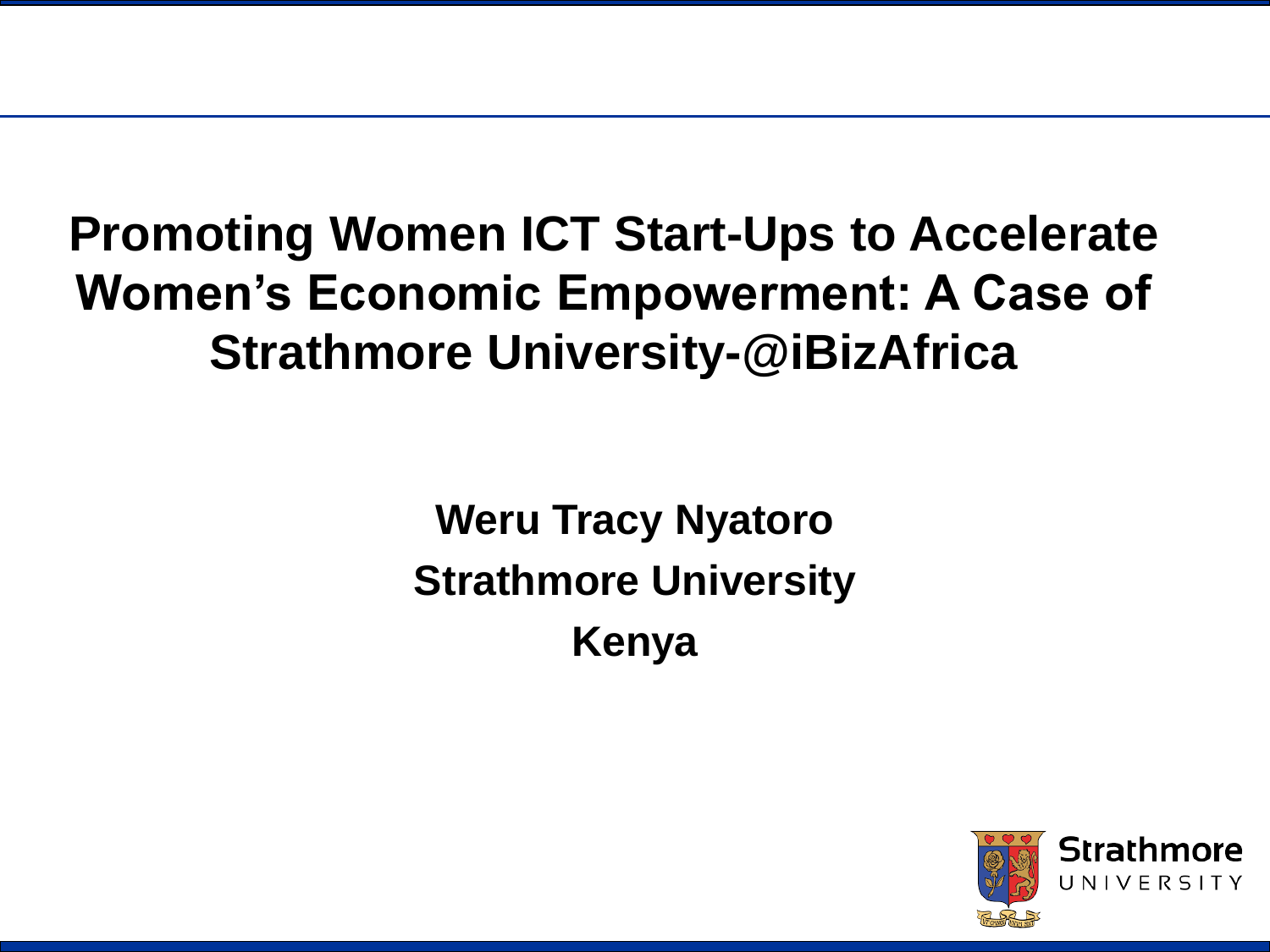# Promoting Women ICT Start-Ups to Accelerate Women's Economic Empowerment: A Case of Strathmore University-@iBizAfrica

**Weru Tracy Nyatoro**

**Strathmore University**

**Kenya**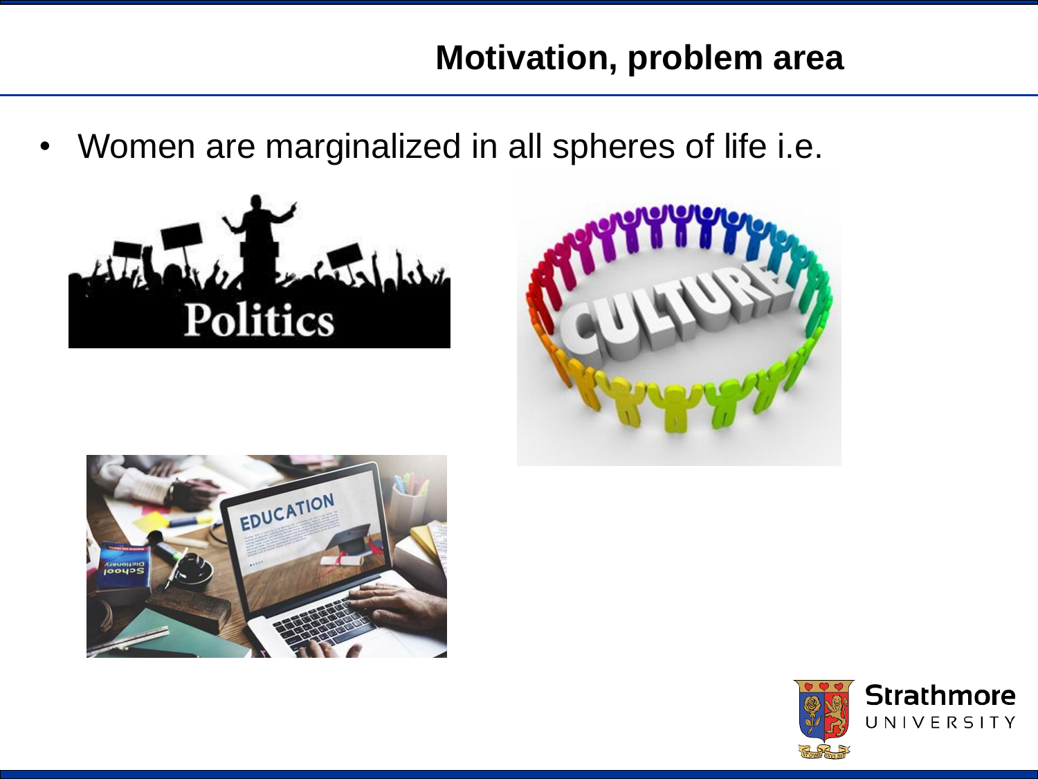## Motivation, problem area

- Women are marginalized in all spheres of life i.e.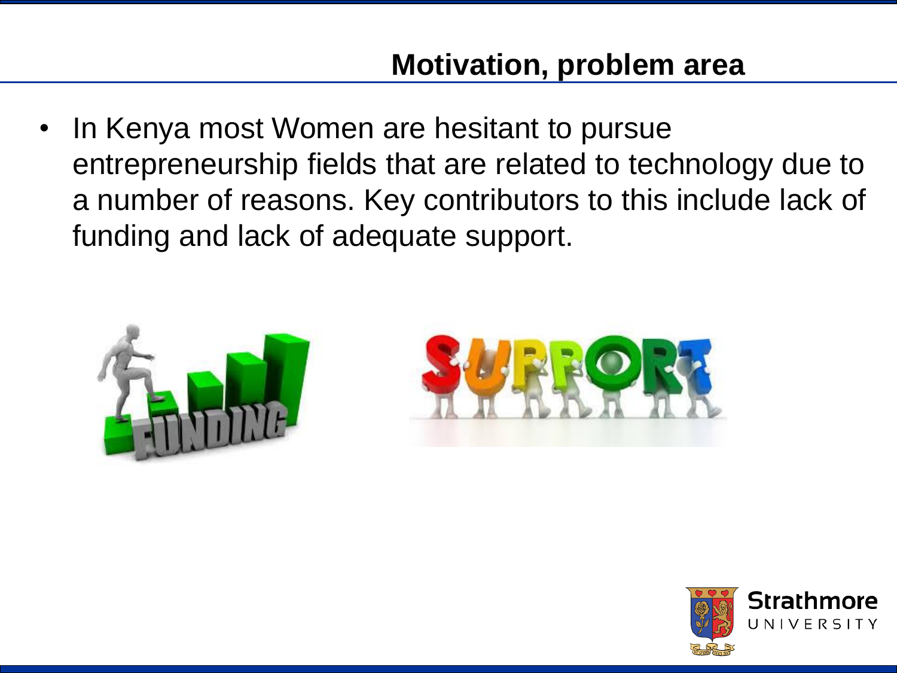## Motivation, problem area

- In Kenya most Women are hesitant to pursue entrepreneurship fields that are related to technology due to a number of reasons. Key contributors to this include lack of funding and lack of adequate support.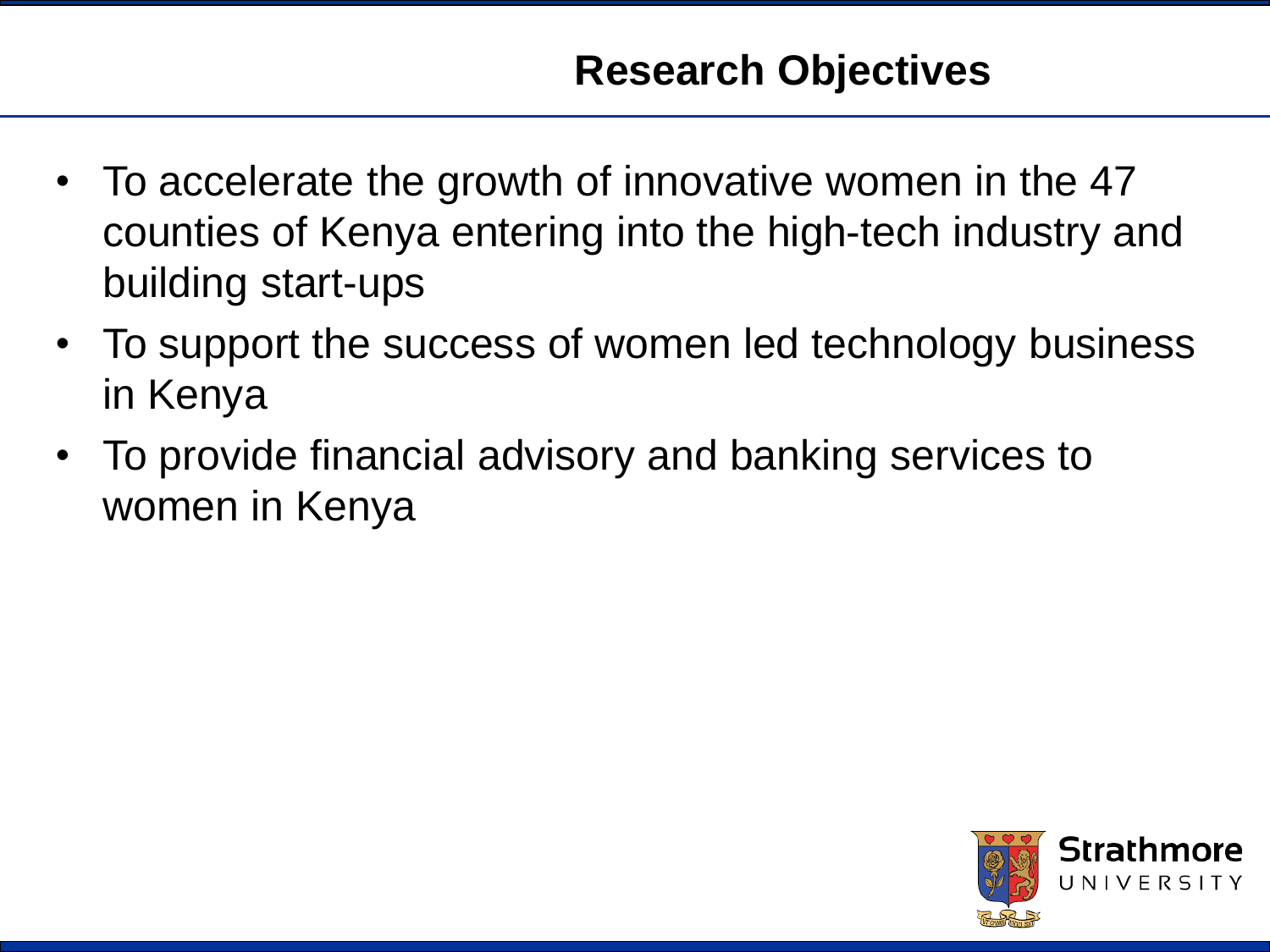# Research Objectives

- To accelerate the growth of innovative women in the 47 counties of Kenya entering into the high-tech industry and building start-ups
- To support the success of women led technology business in Kenya
- To provide financial advisory and banking services to women in Kenya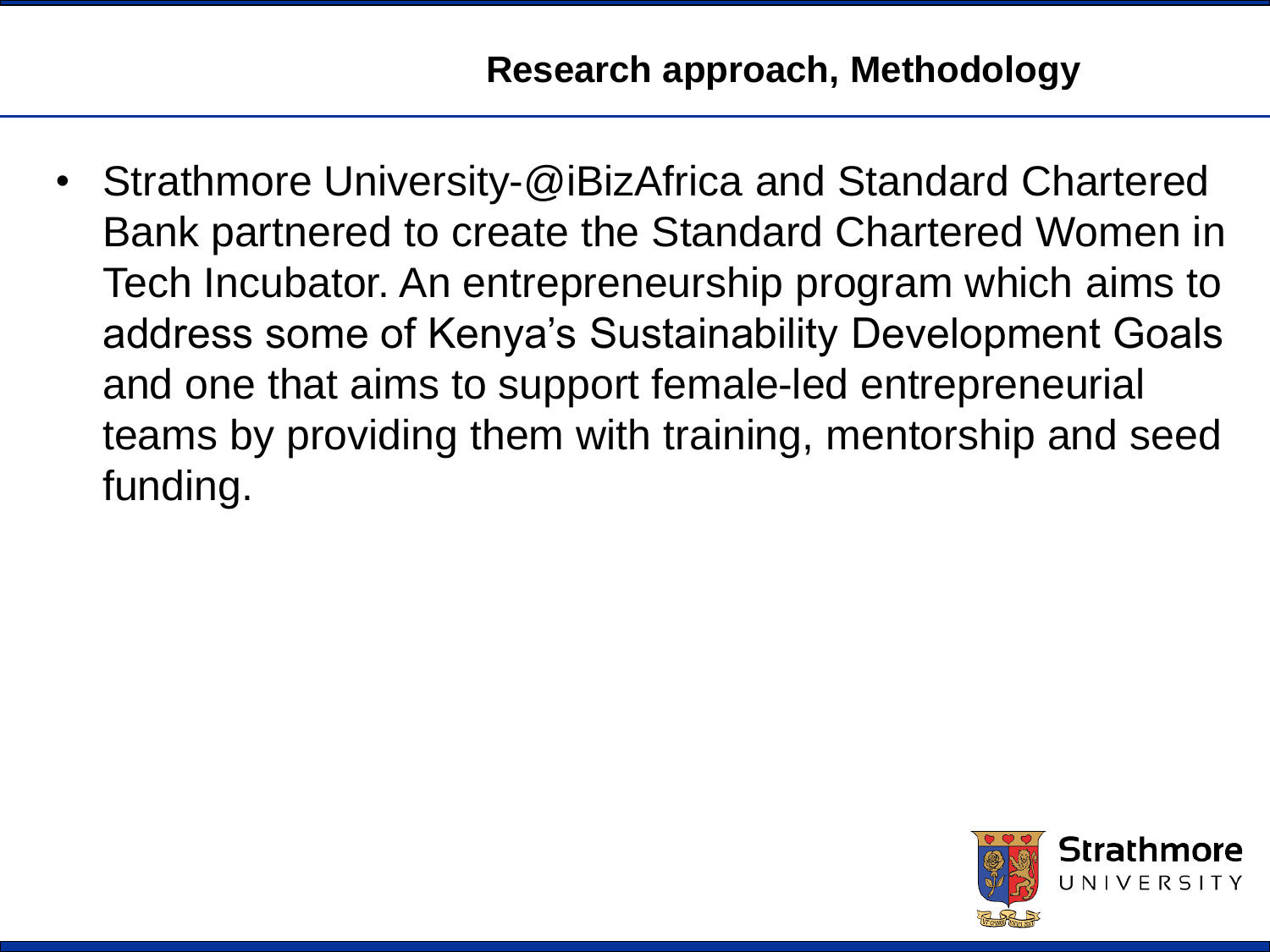## Research approach, Methodology

- Strathmore University-@iBizAfrica and Standard Chartered Bank partnered to create the Standard Chartered Women in Tech Incubator. An entrepreneurship program which aims to address some of Kenya's Sustainability Development Goals and one that aims to support female-led entrepreneurial teams by providing them with training, mentorship and seed funding.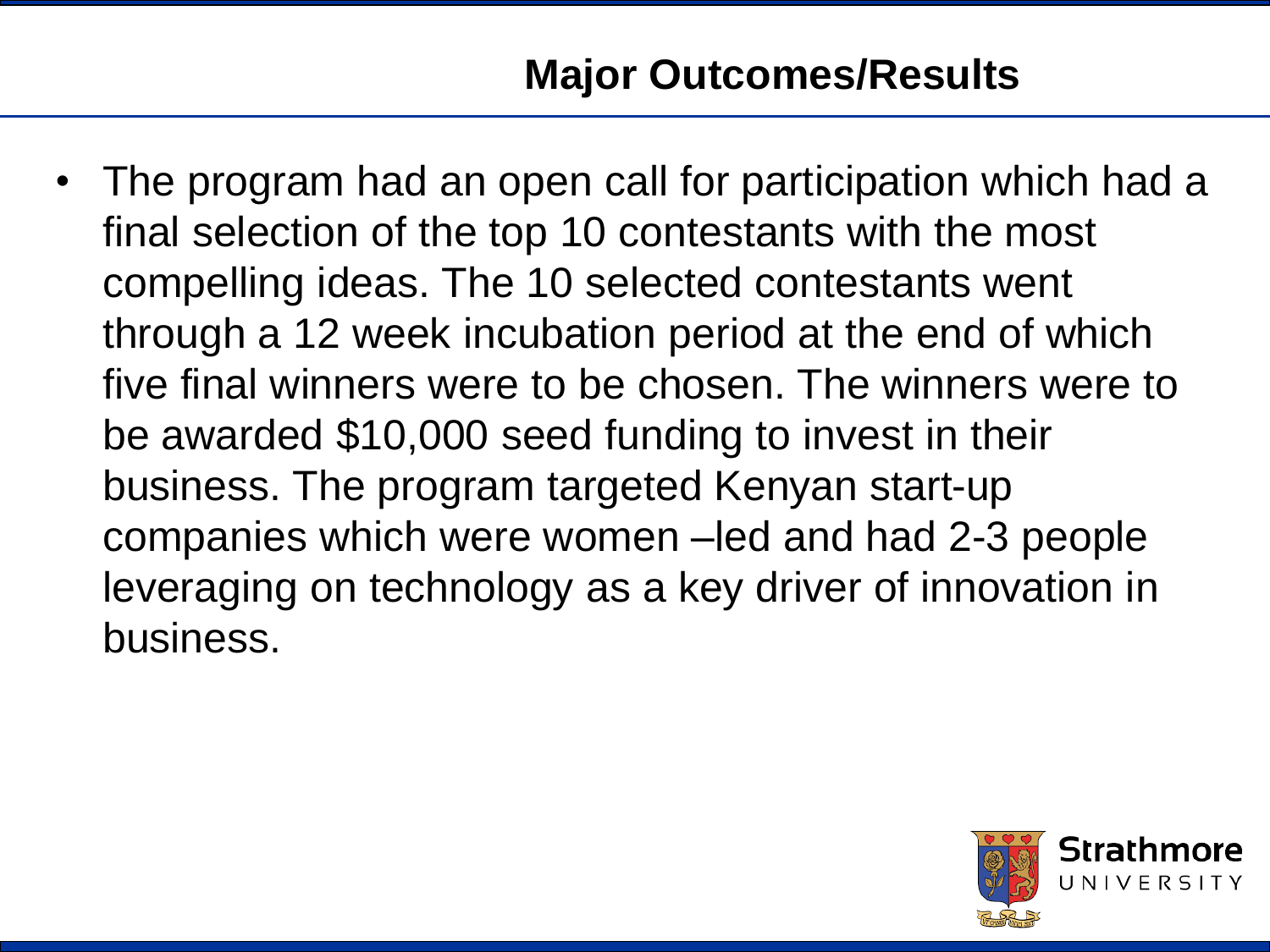## Major Outcomes/Results

- The program had an open call for participation which had a final selection of the top 10 contestants with the most compelling ideas. The 10 selected contestants went through a 12 week incubation period at the end of which five final winners were to be chosen. The winners were to be awarded $10,000 seed funding to invest in their business. The program targeted Kenyan start-up companies which were women –led and had 2-3 people leveraging on technology as a key driver of innovation in business.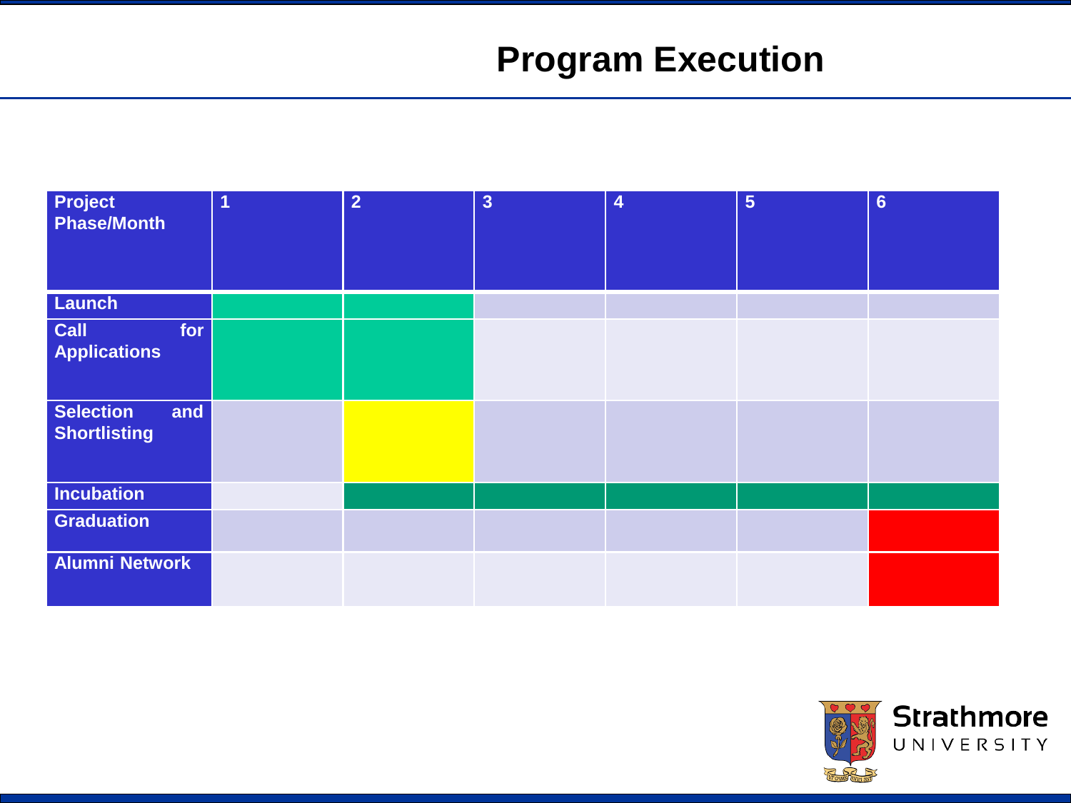# Program Execution

| Project Phase/Month | 1 | 2 | 3 | 4 | 5 | 6 |
|---|---|---|---|---|---|---|
| Launch | | | | | | |
| Call for Applications | | | | | | |
| Selection and Shortlisting | | | | | | |
| Incubation | | | | | | |
| Graduation | | | | | | |
| Alumni Network | | | | | | |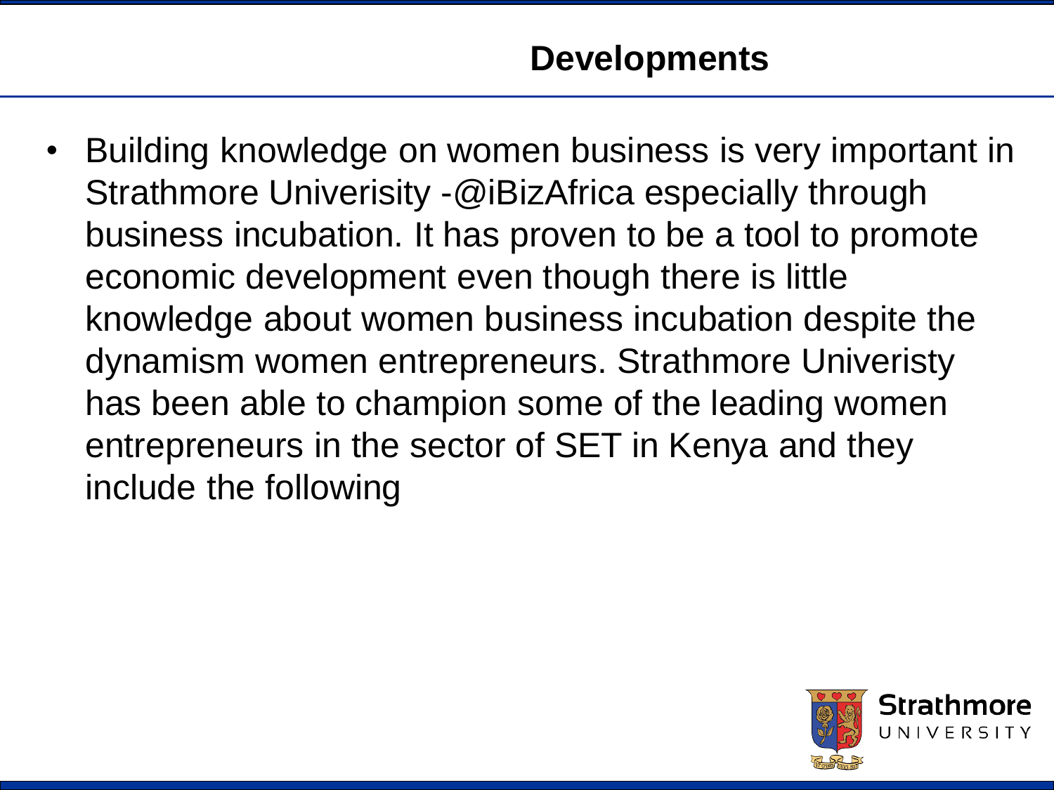## Developments

- Building knowledge on women business is very important in Strathmore Univerisity -@iBizAfrica especially through business incubation. It has proven to be a tool to promote economic development even though there is little knowledge about women business incubation despite the dynamism women entrepreneurs. Strathmore Univeristy has been able to champion some of the leading women entrepreneurs in the sector of SET in Kenya and they include the following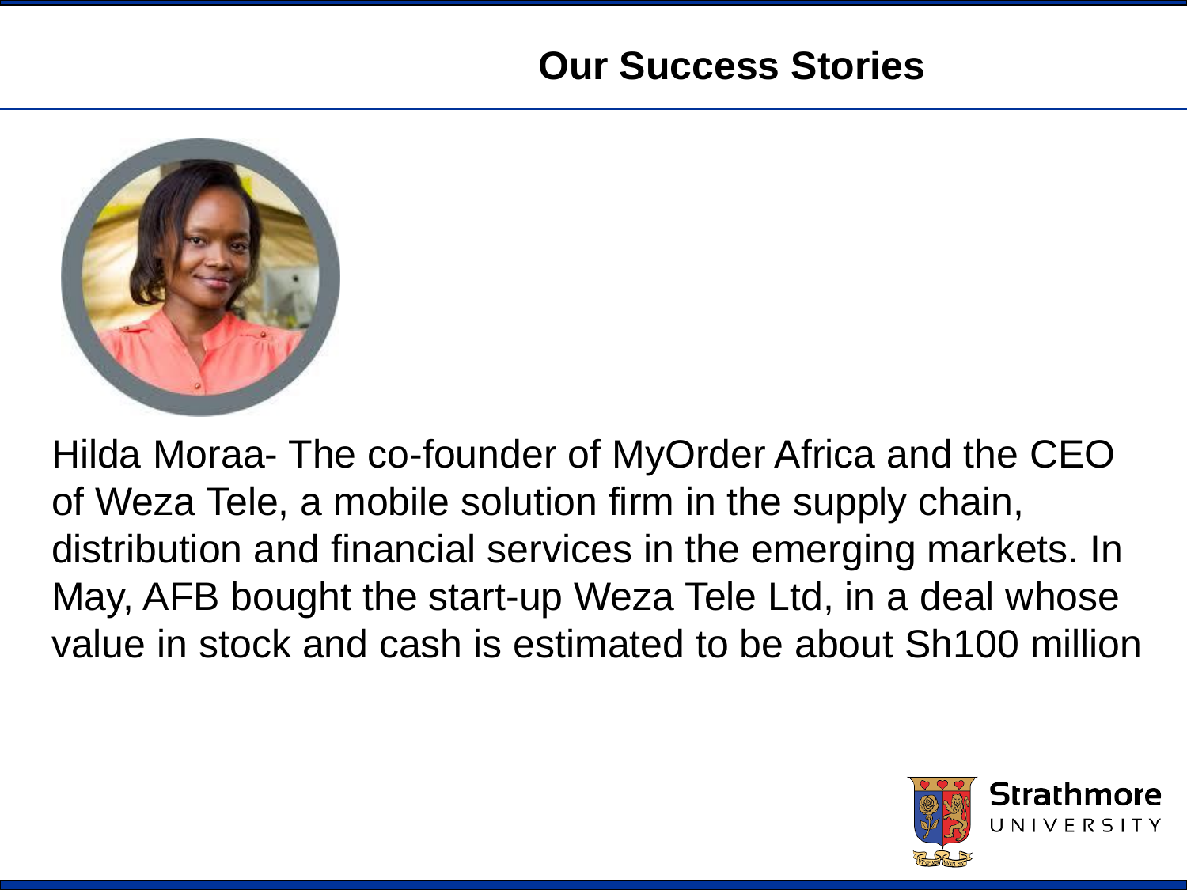## Our Success Stories

Hilda Moraa- The co-founder of MyOrder Africa and the CEO of Weza Tele, a mobile solution firm in the supply chain, distribution and financial services in the emerging markets. In May, AFB bought the start-up Weza Tele Ltd, in a deal whose value in stock and cash is estimated to be about Sh100 million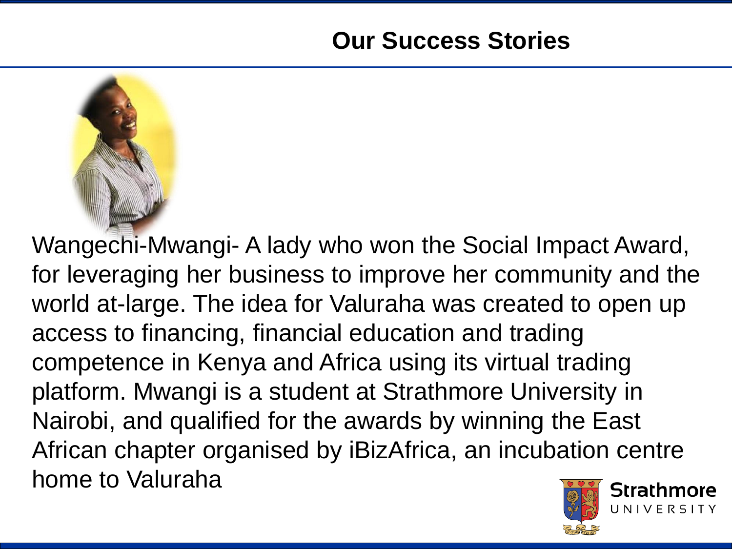# Our Success Stories

Wangechi-Mwangi- A lady who won the Social Impact Award, for leveraging her business to improve her community and the world at-large. The idea for Valuraha was created to open up access to financing, financial education and trading competence in Kenya and Africa using its virtual trading platform. Mwangi is a student at Strathmore University in Nairobi, and qualified for the awards by winning the East African chapter organised by iBizAfrica, an incubation centre home to Valuraha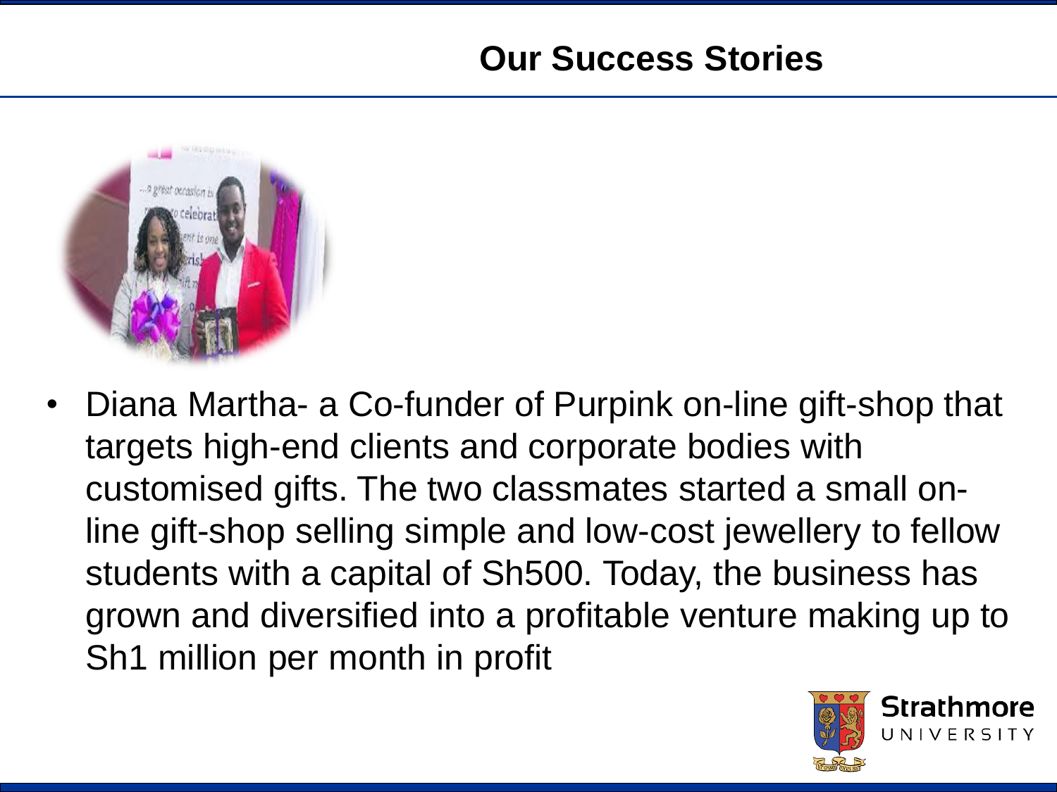## Our Success Stories

- Diana Martha- a Co-funder of Purpink on-line gift-shop that targets high-end clients and corporate bodies with customised gifts. The two classmates started a small on-line gift-shop selling simple and low-cost jewellery to fellow students with a capital of Sh500. Today, the business has grown and diversified into a profitable venture making up to Sh1 million per month in profit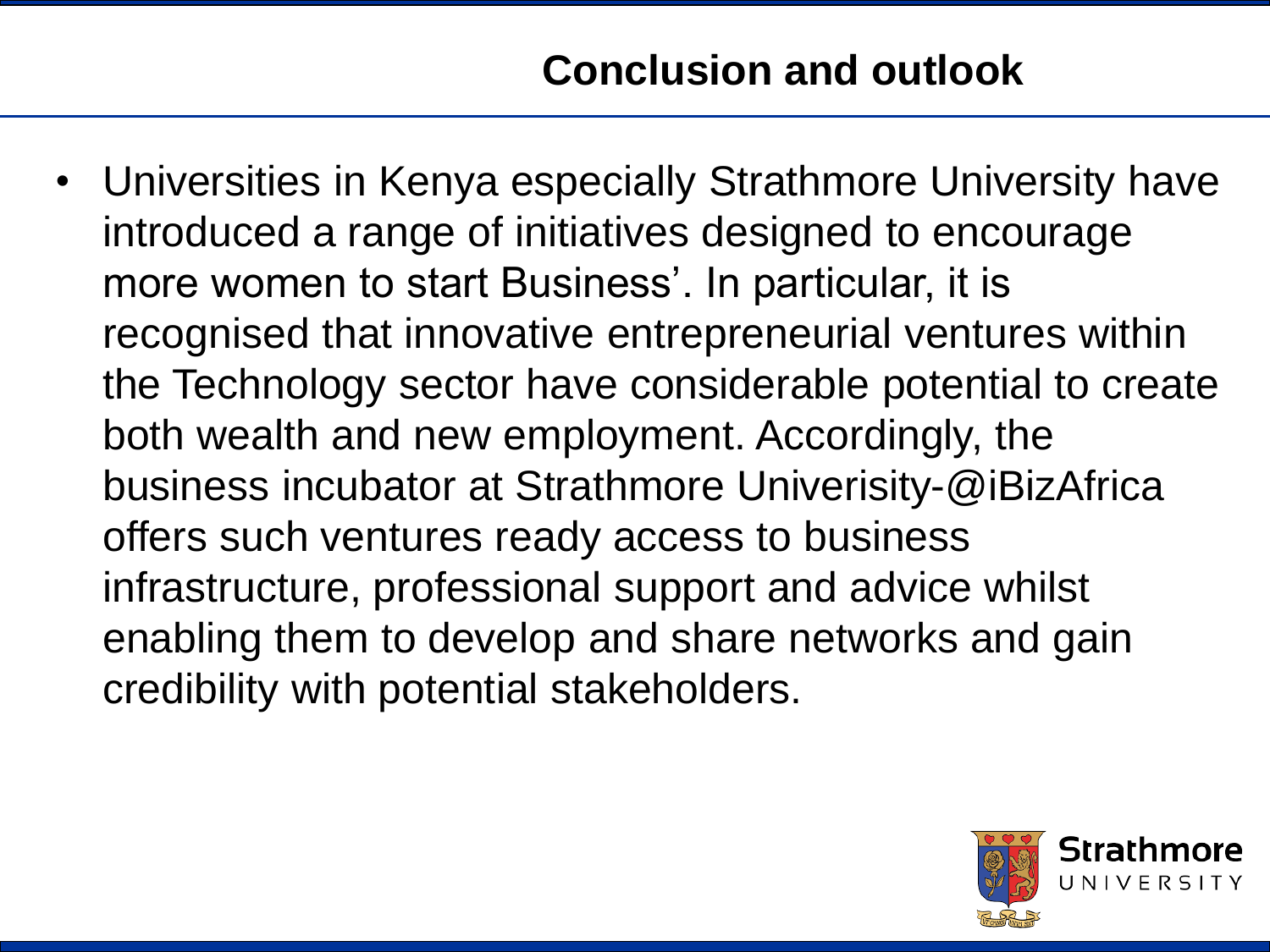# Conclusion and outlook

- Universities in Kenya especially Strathmore University have introduced a range of initiatives designed to encourage more women to start Business'. In particular, it is recognised that innovative entrepreneurial ventures within the Technology sector have considerable potential to create both wealth and new employment. Accordingly, the business incubator at Strathmore Univerisity-@iBizAfrica offers such ventures ready access to business infrastructure, professional support and advice whilst enabling them to develop and share networks and gain credibility with potential stakeholders.